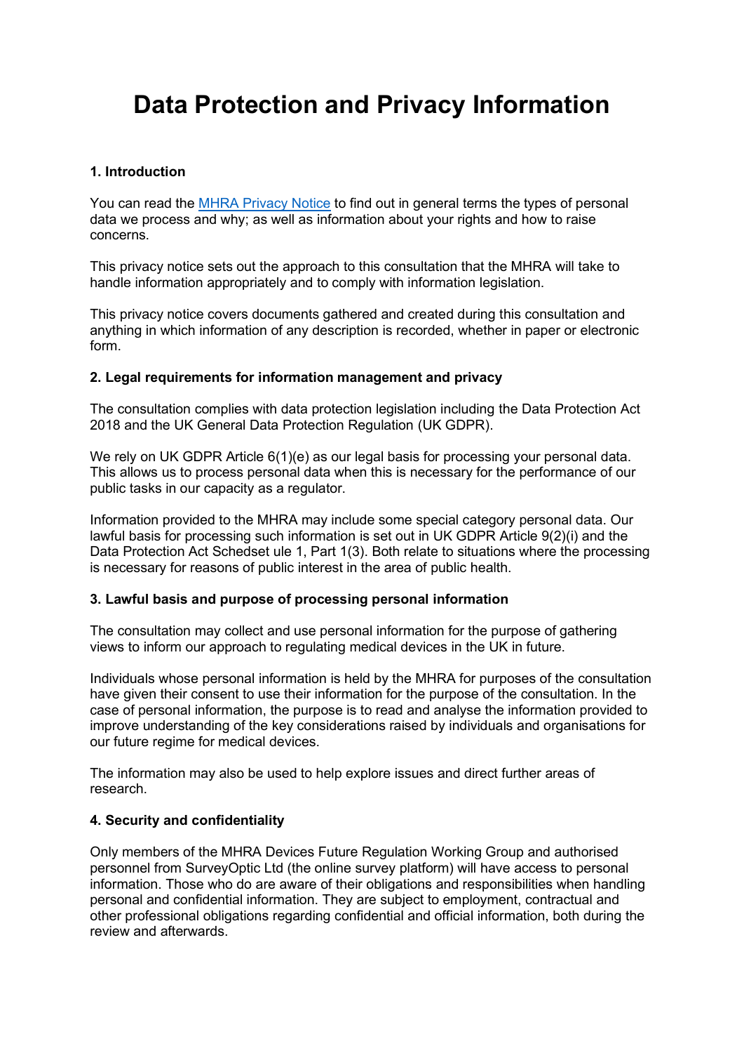# Data Protection and Privacy Information

### 1. Introduction

You can read the [MHRA Privacy Notice] to find out in general terms the types of personal data we process and why; as well as information about your rights and how to raise concerns.

This privacy notice sets out the approach to this consultation that the MHRA will take to handle information appropriately and to comply with information legislation.

This privacy notice covers documents gathered and created during this consultation and anything in which information of any description is recorded, whether in paper or electronic form.

### 2. Legal requirements for information management and privacy

The consultation complies with data protection legislation including the Data Protection Act 2018 and the UK General Data Protection Regulation (UK GDPR).

We rely on UK GDPR Article 6(1)(e) as our legal basis for processing your personal data. This allows us to process personal data when this is necessary for the performance of our public tasks in our capacity as a regulator.

Information provided to the MHRA may include some special category personal data. Our lawful basis for processing such information is set out in UK GDPR Article 9(2)(i) and the Data Protection Act Schedset ule 1, Part 1(3). Both relate to situations where the processing is necessary for reasons of public interest in the area of public health.

### 3. Lawful basis and purpose of processing personal information

The consultation may collect and use personal information for the purpose of gathering views to inform our approach to regulating medical devices in the UK in future.

Individuals whose personal information is held by the MHRA for purposes of the consultation have given their consent to use their information for the purpose of the consultation. In the case of personal information, the purpose is to read and analyse the information provided to improve understanding of the key considerations raised by individuals and organisations for our future regime for medical devices.

The information may also be used to help explore issues and direct further areas of research.

### 4. Security and confidentiality

Only members of the MHRA Devices Future Regulation Working Group and authorised personnel from SurveyOptic Ltd (the online survey platform) will have access to personal information. Those who do are aware of their obligations and responsibilities when handling personal and confidential information. They are subject to employment, contractual and other professional obligations regarding confidential and official information, both during the review and afterwards.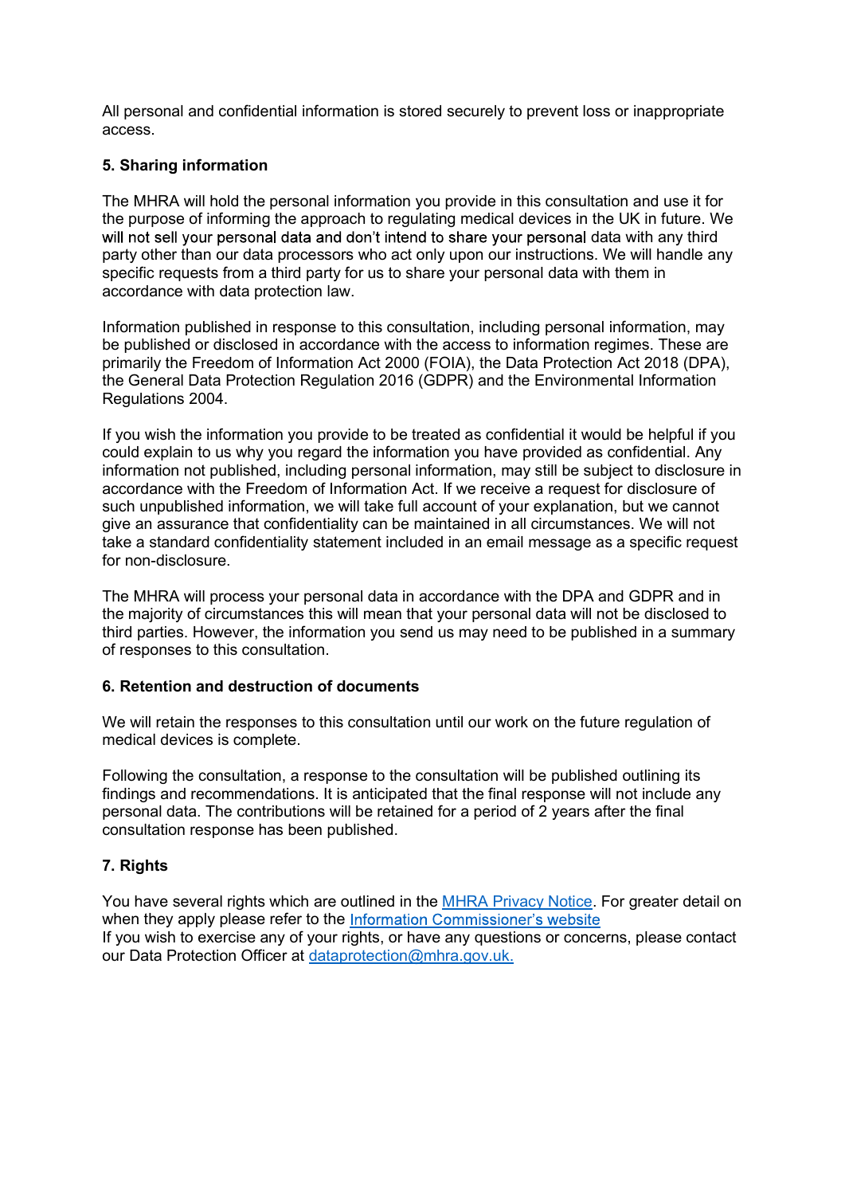All personal and confidential information is stored securely to prevent loss or inappropriate access.

## 5. Sharing information

The MHRA will hold the personal information you provide in this consultation and use it for the purpose of informing the approach to regulating medical devices in the UK in future. We will not sell your personal data and don't intend to share your personal data with any third party other than our data processors who act only upon our instructions. We will handle any specific requests from a third party for us to share your personal data with them in accordance with data protection law.

Information published in response to this consultation, including personal information, may be published or disclosed in accordance with the access to information regimes. These are primarily the Freedom of Information Act 2000 (FOIA), the Data Protection Act 2018 (DPA), the General Data Protection Regulation 2016 (GDPR) and the Environmental Information Regulations 2004.

If you wish the information you provide to be treated as confidential it would be helpful if you could explain to us why you regard the information you have provided as confidential. Any information not published, including personal information, may still be subject to disclosure in accordance with the Freedom of Information Act. If we receive a request for disclosure of such unpublished information, we will take full account of your explanation, but we cannot give an assurance that confidentiality can be maintained in all circumstances. We will not take a standard confidentiality statement included in an email message as a specific request for non-disclosure.

The MHRA will process your personal data in accordance with the DPA and GDPR and in the majority of circumstances this will mean that your personal data will not be disclosed to third parties. However, the information you send us may need to be published in a summary of responses to this consultation.

## 6. Retention and destruction of documents

We will retain the responses to this consultation until our work on the future regulation of medical devices is complete.

Following the consultation, a response to the consultation will be published outlining its findings and recommendations. It is anticipated that the final response will not include any personal data. The contributions will be retained for a period of 2 years after the final consultation response has been published.

## 7. Rights

You have several rights which are outlined in the MHRA Privacy Notice. For greater detail on when they apply please refer to the Information Commissioner's website
If you wish to exercise any of your rights, or have any questions or concerns, please contact our Data Protection Officer at dataprotection@mhra.gov.uk.